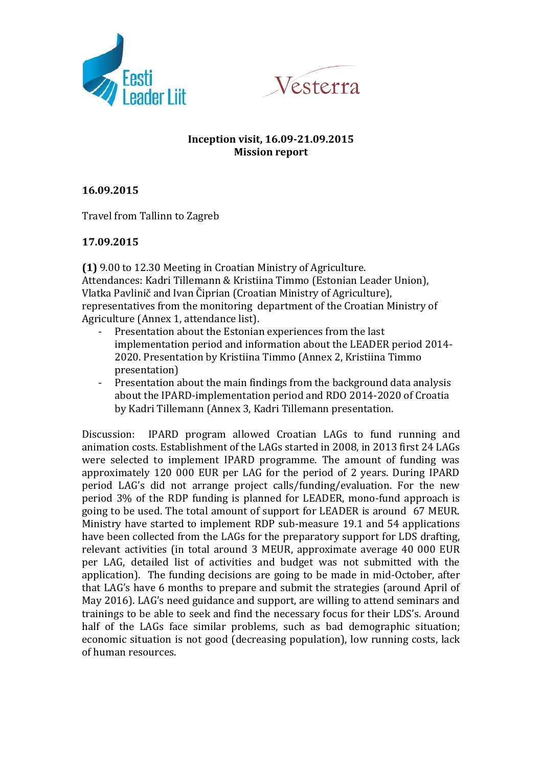**Inception visit, 16.09-21.09.2015**
**Mission report**

**16.09.2015**

Travel from Tallinn to Zagreb

**17.09.2015**

**(1)** 9.00 to 12.30 Meeting in Croatian Ministry of Agriculture.
Attendances: Kadri Tillemann & Kristiina Timmo (Estonian Leader Union), Vlatka Pavlinič and Ivan Čiprian (Croatian Ministry of Agriculture), representatives from the monitoring department of the Croatian Ministry of Agriculture (Annex 1, attendance list).

- Presentation about the Estonian experiences from the last implementation period and information about the LEADER period 2014-2020. Presentation by Kristiina Timmo (Annex 2, Kristiina Timmo presentation)
- Presentation about the main findings from the background data analysis about the IPARD-implementation period and RDO 2014-2020 of Croatia by Kadri Tillemann (Annex 3, Kadri Tillemann presentation.

Discussion: IPARD program allowed Croatian LAGs to fund running and animation costs. Establishment of the LAGs started in 2008, in 2013 first 24 LAGs were selected to implement IPARD programme. The amount of funding was approximately 120 000 EUR per LAG for the period of 2 years. During IPARD period LAG's did not arrange project calls/funding/evaluation. For the new period 3% of the RDP funding is planned for LEADER, mono-fund approach is going to be used. The total amount of support for LEADER is around 67 MEUR. Ministry have started to implement RDP sub-measure 19.1 and 54 applications have been collected from the LAGs for the preparatory support for LDS drafting, relevant activities (in total around 3 MEUR, approximate average 40 000 EUR per LAG, detailed list of activities and budget was not submitted with the application). The funding decisions are going to be made in mid-October, after that LAG's have 6 months to prepare and submit the strategies (around April of May 2016). LAG's need guidance and support, are willing to attend seminars and trainings to be able to seek and find the necessary focus for their LDS's. Around half of the LAGs face similar problems, such as bad demographic situation; economic situation is not good (decreasing population), low running costs, lack of human resources.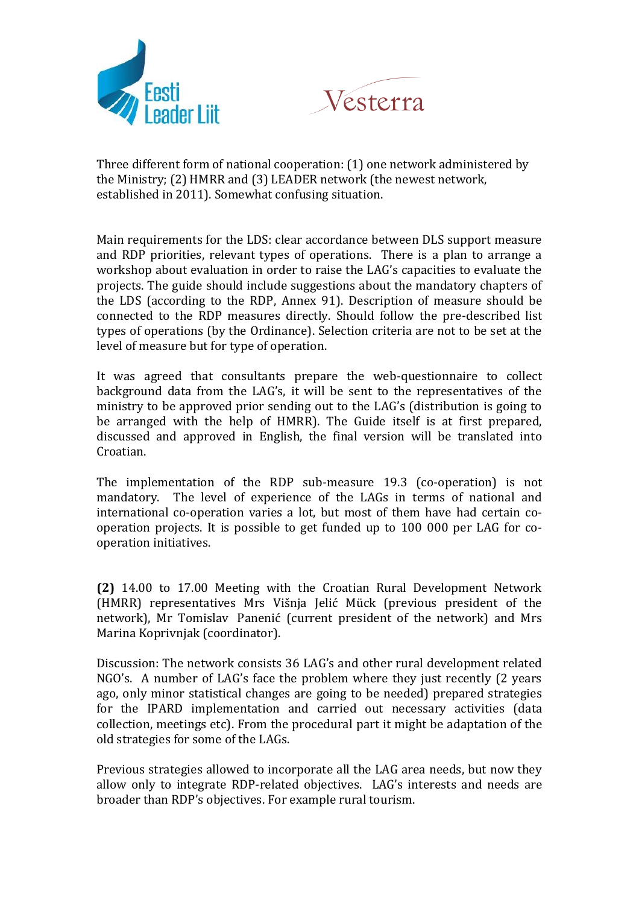Three different form of national cooperation: (1) one network administered by the Ministry; (2) HMRR and (3) LEADER network (the newest network, established in 2011). Somewhat confusing situation.

Main requirements for the LDS: clear accordance between DLS support measure and RDP priorities, relevant types of operations. There is a plan to arrange a workshop about evaluation in order to raise the LAG's capacities to evaluate the projects. The guide should include suggestions about the mandatory chapters of the LDS (according to the RDP, Annex 91). Description of measure should be connected to the RDP measures directly. Should follow the pre-described list types of operations (by the Ordinance). Selection criteria are not to be set at the level of measure but for type of operation.

It was agreed that consultants prepare the web-questionnaire to collect background data from the LAG's, it will be sent to the representatives of the ministry to be approved prior sending out to the LAG's (distribution is going to be arranged with the help of HMRR). The Guide itself is at first prepared, discussed and approved in English, the final version will be translated into Croatian.

The implementation of the RDP sub-measure 19.3 (co-operation) is not mandatory. The level of experience of the LAGs in terms of national and international co-operation varies a lot, but most of them have had certain co-operation projects. It is possible to get funded up to 100 000 per LAG for co-operation initiatives.

**(2)** 14.00 to 17.00 Meeting with the Croatian Rural Development Network (HMRR) representatives Mrs Višnja Jelić Mück (previous president of the network), Mr Tomislav Panenić (current president of the network) and Mrs Marina Koprivnjak (coordinator).

Discussion: The network consists 36 LAG's and other rural development related NGO's. A number of LAG's face the problem where they just recently (2 years ago, only minor statistical changes are going to be needed) prepared strategies for the IPARD implementation and carried out necessary activities (data collection, meetings etc). From the procedural part it might be adaptation of the old strategies for some of the LAGs.

Previous strategies allowed to incorporate all the LAG area needs, but now they allow only to integrate RDP-related objectives. LAG's interests and needs are broader than RDP's objectives. For example rural tourism.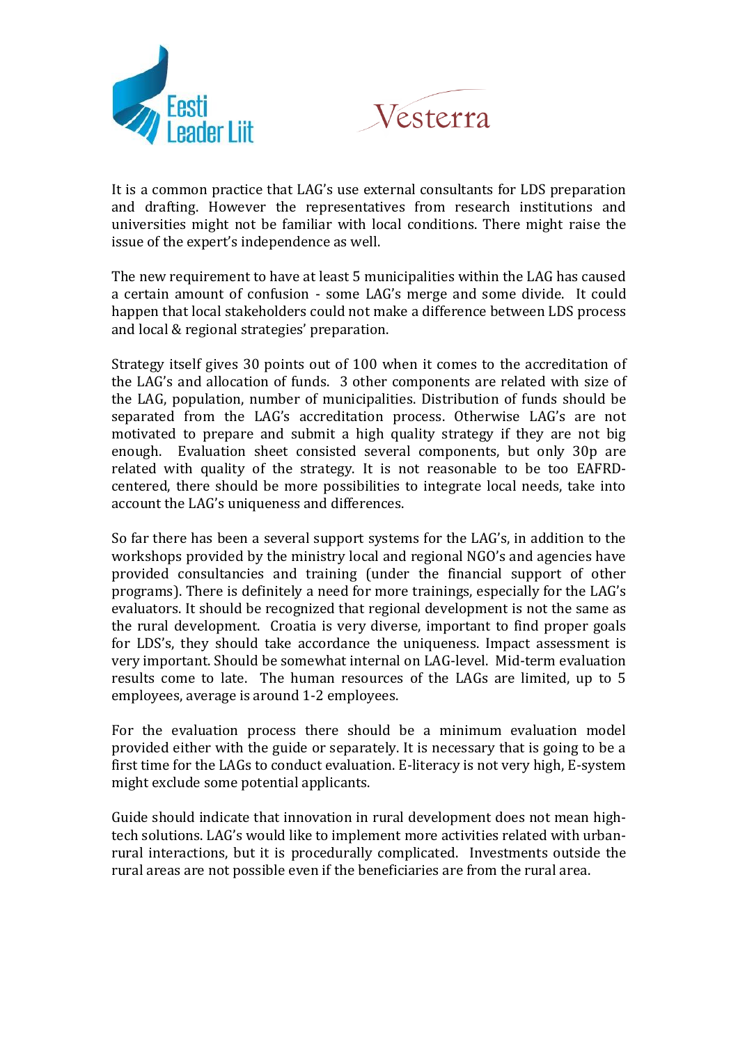It is a common practice that LAG's use external consultants for LDS preparation and drafting. However the representatives from research institutions and universities might not be familiar with local conditions. There might raise the issue of the expert's independence as well.

The new requirement to have at least 5 municipalities within the LAG has caused a certain amount of confusion - some LAG's merge and some divide. It could happen that local stakeholders could not make a difference between LDS process and local & regional strategies' preparation.

Strategy itself gives 30 points out of 100 when it comes to the accreditation of the LAG's and allocation of funds. 3 other components are related with size of the LAG, population, number of municipalities. Distribution of funds should be separated from the LAG's accreditation process. Otherwise LAG's are not motivated to prepare and submit a high quality strategy if they are not big enough. Evaluation sheet consisted several components, but only 30p are related with quality of the strategy. It is not reasonable to be too EAFRD-centered, there should be more possibilities to integrate local needs, take into account the LAG's uniqueness and differences.

So far there has been a several support systems for the LAG's, in addition to the workshops provided by the ministry local and regional NGO's and agencies have provided consultancies and training (under the financial support of other programs). There is definitely a need for more trainings, especially for the LAG's evaluators. It should be recognized that regional development is not the same as the rural development. Croatia is very diverse, important to find proper goals for LDS's, they should take accordance the uniqueness. Impact assessment is very important. Should be somewhat internal on LAG-level. Mid-term evaluation results come to late. The human resources of the LAGs are limited, up to 5 employees, average is around 1-2 employees.

For the evaluation process there should be a minimum evaluation model provided either with the guide or separately. It is necessary that is going to be a first time for the LAGs to conduct evaluation. E-literacy is not very high, E-system might exclude some potential applicants.

Guide should indicate that innovation in rural development does not mean high-tech solutions. LAG's would like to implement more activities related with urban-rural interactions, but it is procedurally complicated. Investments outside the rural areas are not possible even if the beneficiaries are from the rural area.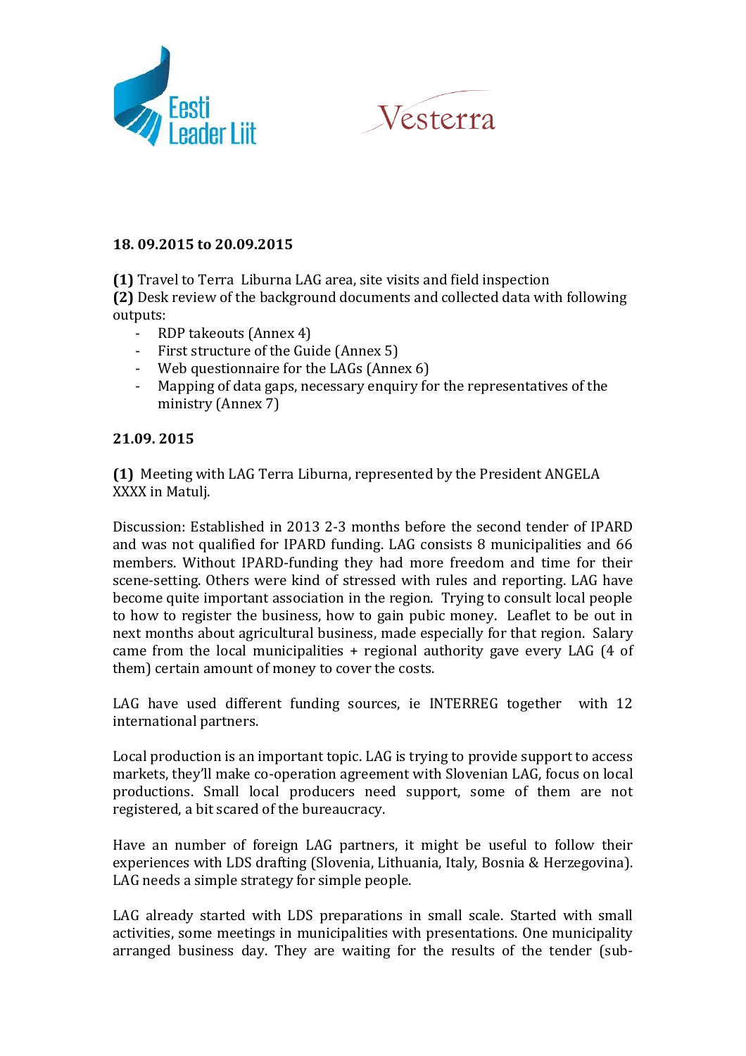**18. 09.2015 to 20.09.2015**

**(1)** Travel to Terra Liburna LAG area, site visits and field inspection
**(2)** Desk review of the background documents and collected data with following outputs:

- RDP takeouts (Annex 4)
- First structure of the Guide (Annex 5)
- Web questionnaire for the LAGs (Annex 6)
- Mapping of data gaps, necessary enquiry for the representatives of the ministry (Annex 7)

**21.09. 2015**

**(1)** Meeting with LAG Terra Liburna, represented by the President ANGELA XXXX in Matulj.

Discussion: Established in 2013 2-3 months before the second tender of IPARD and was not qualified for IPARD funding. LAG consists 8 municipalities and 66 members. Without IPARD-funding they had more freedom and time for their scene-setting. Others were kind of stressed with rules and reporting. LAG have become quite important association in the region. Trying to consult local people to how to register the business, how to gain pubic money. Leaflet to be out in next months about agricultural business, made especially for that region. Salary came from the local municipalities + regional authority gave every LAG (4 of them) certain amount of money to cover the costs.

LAG have used different funding sources, ie INTERREG together with 12 international partners.

Local production is an important topic. LAG is trying to provide support to access markets, they'll make co-operation agreement with Slovenian LAG, focus on local productions. Small local producers need support, some of them are not registered, a bit scared of the bureaucracy.

Have an number of foreign LAG partners, it might be useful to follow their experiences with LDS drafting (Slovenia, Lithuania, Italy, Bosnia & Herzegovina). LAG needs a simple strategy for simple people.

LAG already started with LDS preparations in small scale. Started with small activities, some meetings in municipalities with presentations. One municipality arranged business day. They are waiting for the results of the tender (sub-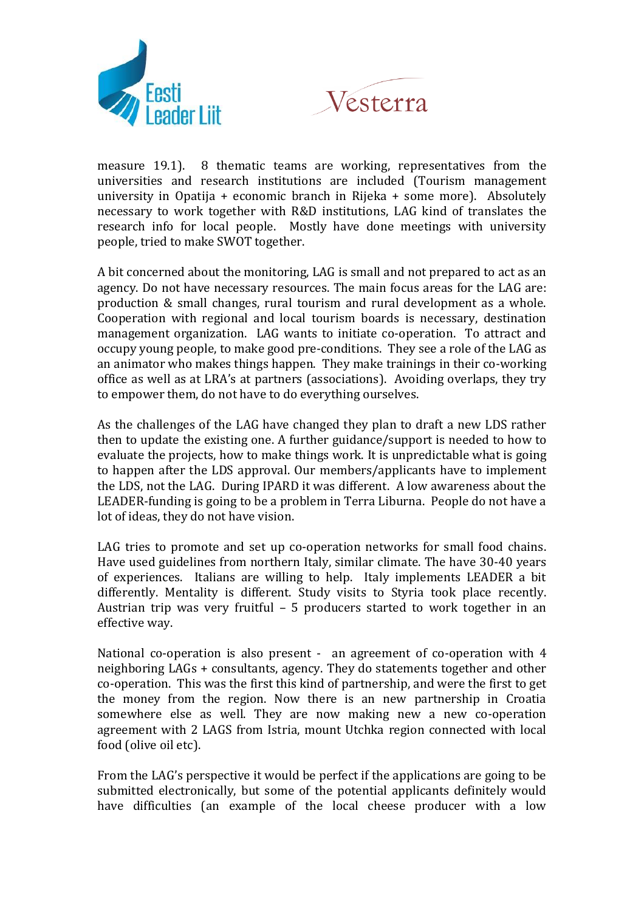measure 19.1). 8 thematic teams are working, representatives from the universities and research institutions are included (Tourism management university in Opatija + economic branch in Rijeka + some more). Absolutely necessary to work together with R&D institutions, LAG kind of translates the research info for local people. Mostly have done meetings with university people, tried to make SWOT together.

A bit concerned about the monitoring, LAG is small and not prepared to act as an agency. Do not have necessary resources. The main focus areas for the LAG are: production & small changes, rural tourism and rural development as a whole. Cooperation with regional and local tourism boards is necessary, destination management organization. LAG wants to initiate co-operation. To attract and occupy young people, to make good pre-conditions. They see a role of the LAG as an animator who makes things happen. They make trainings in their co-working office as well as at LRA's at partners (associations). Avoiding overlaps, they try to empower them, do not have to do everything ourselves.

As the challenges of the LAG have changed they plan to draft a new LDS rather then to update the existing one. A further guidance/support is needed to how to evaluate the projects, how to make things work. It is unpredictable what is going to happen after the LDS approval. Our members/applicants have to implement the LDS, not the LAG. During IPARD it was different. A low awareness about the LEADER-funding is going to be a problem in Terra Liburna. People do not have a lot of ideas, they do not have vision.

LAG tries to promote and set up co-operation networks for small food chains. Have used guidelines from northern Italy, similar climate. The have 30-40 years of experiences. Italians are willing to help. Italy implements LEADER a bit differently. Mentality is different. Study visits to Styria took place recently. Austrian trip was very fruitful – 5 producers started to work together in an effective way.

National co-operation is also present - an agreement of co-operation with 4 neighboring LAGs + consultants, agency. They do statements together and other co-operation. This was the first this kind of partnership, and were the first to get the money from the region. Now there is an new partnership in Croatia somewhere else as well. They are now making new a new co-operation agreement with 2 LAGS from Istria, mount Utchka region connected with local food (olive oil etc).

From the LAG's perspective it would be perfect if the applications are going to be submitted electronically, but some of the potential applicants definitely would have difficulties (an example of the local cheese producer with a low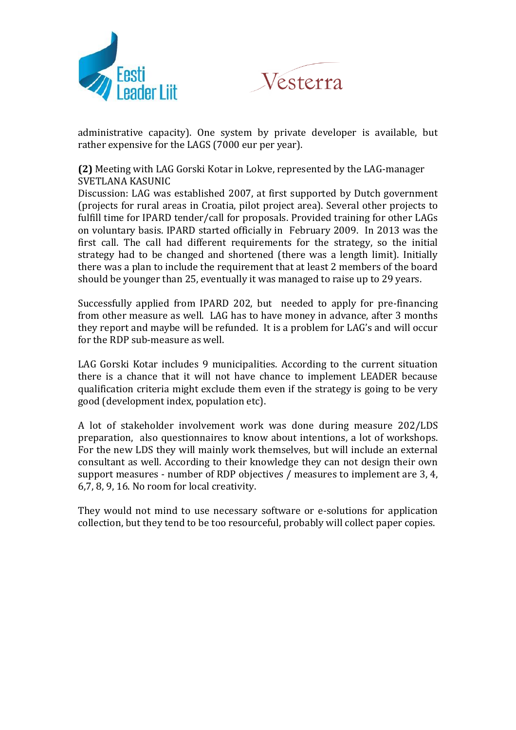administrative capacity). One system by private developer is available, but rather expensive for the LAGS (7000 eur per year).

**(2)** Meeting with LAG Gorski Kotar in Lokve, represented by the LAG-manager SVETLANA KASUNIC

Discussion: LAG was established 2007, at first supported by Dutch government (projects for rural areas in Croatia, pilot project area). Several other projects to fulfill time for IPARD tender/call for proposals. Provided training for other LAGs on voluntary basis. IPARD started officially in February 2009. In 2013 was the first call. The call had different requirements for the strategy, so the initial strategy had to be changed and shortened (there was a length limit). Initially there was a plan to include the requirement that at least 2 members of the board should be younger than 25, eventually it was managed to raise up to 29 years.

Successfully applied from IPARD 202, but needed to apply for pre-financing from other measure as well. LAG has to have money in advance, after 3 months they report and maybe will be refunded. It is a problem for LAG's and will occur for the RDP sub-measure as well.

LAG Gorski Kotar includes 9 municipalities. According to the current situation there is a chance that it will not have chance to implement LEADER because qualification criteria might exclude them even if the strategy is going to be very good (development index, population etc).

A lot of stakeholder involvement work was done during measure 202/LDS preparation, also questionnaires to know about intentions, a lot of workshops. For the new LDS they will mainly work themselves, but will include an external consultant as well. According to their knowledge they can not design their own support measures - number of RDP objectives / measures to implement are 3, 4, 6,7, 8, 9, 16. No room for local creativity.

They would not mind to use necessary software or e-solutions for application collection, but they tend to be too resourceful, probably will collect paper copies.